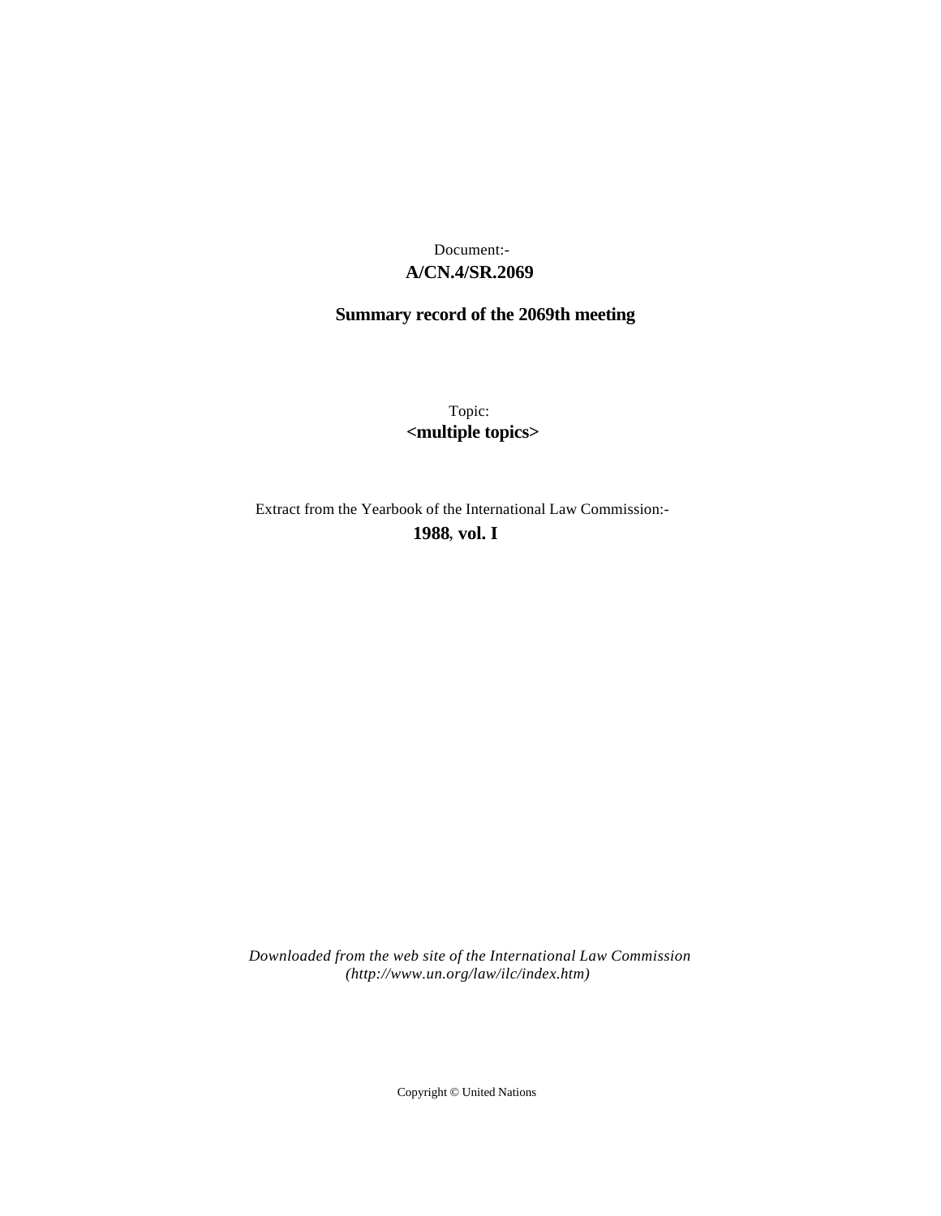Document:-

**A/CN.4/SR.2069**

**Summary record of the 2069th meeting**

Topic:

**<multiple topics>**

Extract from the Yearbook of the International Law Commission:-

**1988**, **vol. I**

*Downloaded from the web site of the International Law Commission (http://www.un.org/law/ilc/index.htm)*

Copyright © United Nations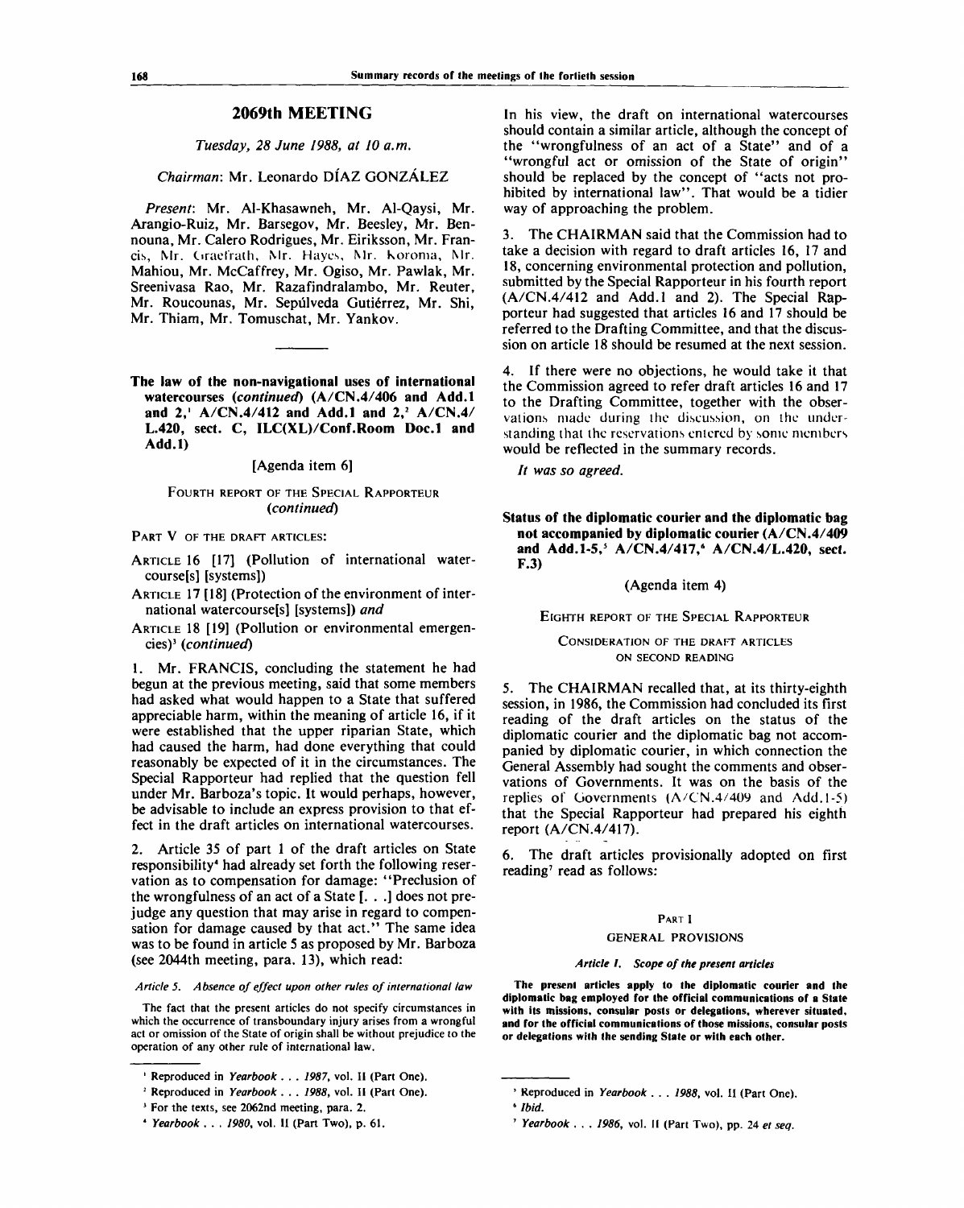## 2069th MEETING

*Tuesday, 28 June 1988, at 10 a.m.*

*Chairman*: Mr. Leonardo DÍAZ GONZÁLEZ

*Present*: Mr. Al-Khasawneh, Mr. Al-Qaysi, Mr. Arangio-Ruiz, Mr. Barsegov, Mr. Beesley, Mr. Bennouna, Mr. Calero Rodrigues, Mr. Eiriksson, Mr. Francis, Mr. Graefrath, Mr. Hayes, Mr. Koroma, Mr. Mahiou, Mr. McCaffrey, Mr. Ogiso, Mr. Pawlak, Mr. Sreenivasa Rao, Mr. Razafindralambo, Mr. Reuter, Mr. Roucounas, Mr. Sepúlveda Gutiérrez, Mr. Shi, Mr. Thiam, Mr. Tomuschat, Mr. Yankov.

---

**The law of the non-navigational uses of international watercourses (*continued*) (A/CN.4/406 and Add.1 and 2,[1] A/CN.4/412 and Add.1 and 2,[2] A/CN.4/L.420, sect. C, ILC(XL)/Conf.Room Doc.1 and Add.1)**

[Agenda item 6]

FOURTH REPORT OF THE SPECIAL RAPPORTEUR (*continued*)

PART V OF THE DRAFT ARTICLES:

ARTICLE 16 [17] (Pollution of international watercourse[s] [systems])

ARTICLE 17 [18] (Protection of the environment of international watercourse[s] [systems]) *and*

ARTICLE 18 [19] (Pollution or environmental emergencies)[3] (*continued*)

1. Mr. FRANCIS, concluding the statement he had begun at the previous meeting, said that some members had asked what would happen to a State that suffered appreciable harm, within the meaning of article 16, if it were established that the upper riparian State, which had caused the harm, had done everything that could reasonably be expected of it in the circumstances. The Special Rapporteur had replied that the question fell under Mr. Barboza's topic. It would perhaps, however, be advisable to include an express provision to that effect in the draft articles on international watercourses.

2. Article 35 of part 1 of the draft articles on State responsibility[4] had already set forth the following reservation as to compensation for damage: "Preclusion of the wrongfulness of an act of a State [. . .] does not prejudge any question that may arise in regard to compensation for damage caused by that act." The same idea was to be found in article 5 as proposed by Mr. Barboza (see 2044th meeting, para. 13), which read:

*Article 5. Absence of effect upon other rules of international law*

The fact that the present articles do not specify circumstances in which the occurrence of transboundary injury arises from a wrongful act or omission of the State of origin shall be without prejudice to the operation of any other rule of international law.

In his view, the draft on international watercourses should contain a similar article, although the concept of the "wrongfulness of an act of a State" and of a "wrongful act or omission of the State of origin" should be replaced by the concept of "acts not prohibited by international law". That would be a tidier way of approaching the problem.

3. The CHAIRMAN said that the Commission had to take a decision with regard to draft articles 16, 17 and 18, concerning environmental protection and pollution, submitted by the Special Rapporteur in his fourth report (A/CN.4/412 and Add.1 and 2). The Special Rapporteur had suggested that articles 16 and 17 should be referred to the Drafting Committee, and that the discussion on article 18 should be resumed at the next session.

4. If there were no objections, he would take it that the Commission agreed to refer draft articles 16 and 17 to the Drafting Committee, together with the observations made during the discussion, on the understanding that the reservations entered by some members would be reflected in the summary records.

*It was so agreed.*

**Status of the diplomatic courier and the diplomatic bag not accompanied by diplomatic courier (A/CN.4/409 and Add.1-5,[5] A/CN.4/417,[6] A/CN.4/L.420, sect. F.3)**

(Agenda item 4)

EIGHTH REPORT OF THE SPECIAL RAPPORTEUR

CONSIDERATION OF THE DRAFT ARTICLES ON SECOND READING

5. The CHAIRMAN recalled that, at its thirty-eighth session, in 1986, the Commission had concluded its first reading of the draft articles on the status of the diplomatic courier and the diplomatic bag not accompanied by diplomatic courier, in which connection the General Assembly had sought the comments and observations of Governments. It was on the basis of the replies of Governments (A/CN.4/409 and Add.1-5) that the Special Rapporteur had prepared his eighth report (A/CN.4/417).

6. The draft articles provisionally adopted on first reading[7] read as follows:

PART I

GENERAL PROVISIONS

*Article 1. Scope of the present articles*

**The present articles apply to the diplomatic courier and the diplomatic bag employed for the official communications of a State with its missions, consular posts or delegations, wherever situated, and for the official communications of those missions, consular posts or delegations with the sending State or with each other.**

---

[1] Reproduced in *Yearbook . . . 1987*, vol. II (Part One).

[2] Reproduced in *Yearbook . . . 1988*, vol. II (Part One).

[3] For the texts, see 2062nd meeting, para. 2.

[4] *Yearbook . . . 1980*, vol. II (Part Two), p. 61.

[5] Reproduced in *Yearbook . . . 1988*, vol. II (Part One).

[6] *Ibid.*

[7] *Yearbook . . . 1986*, vol. II (Part Two), pp. 24 *et seq.*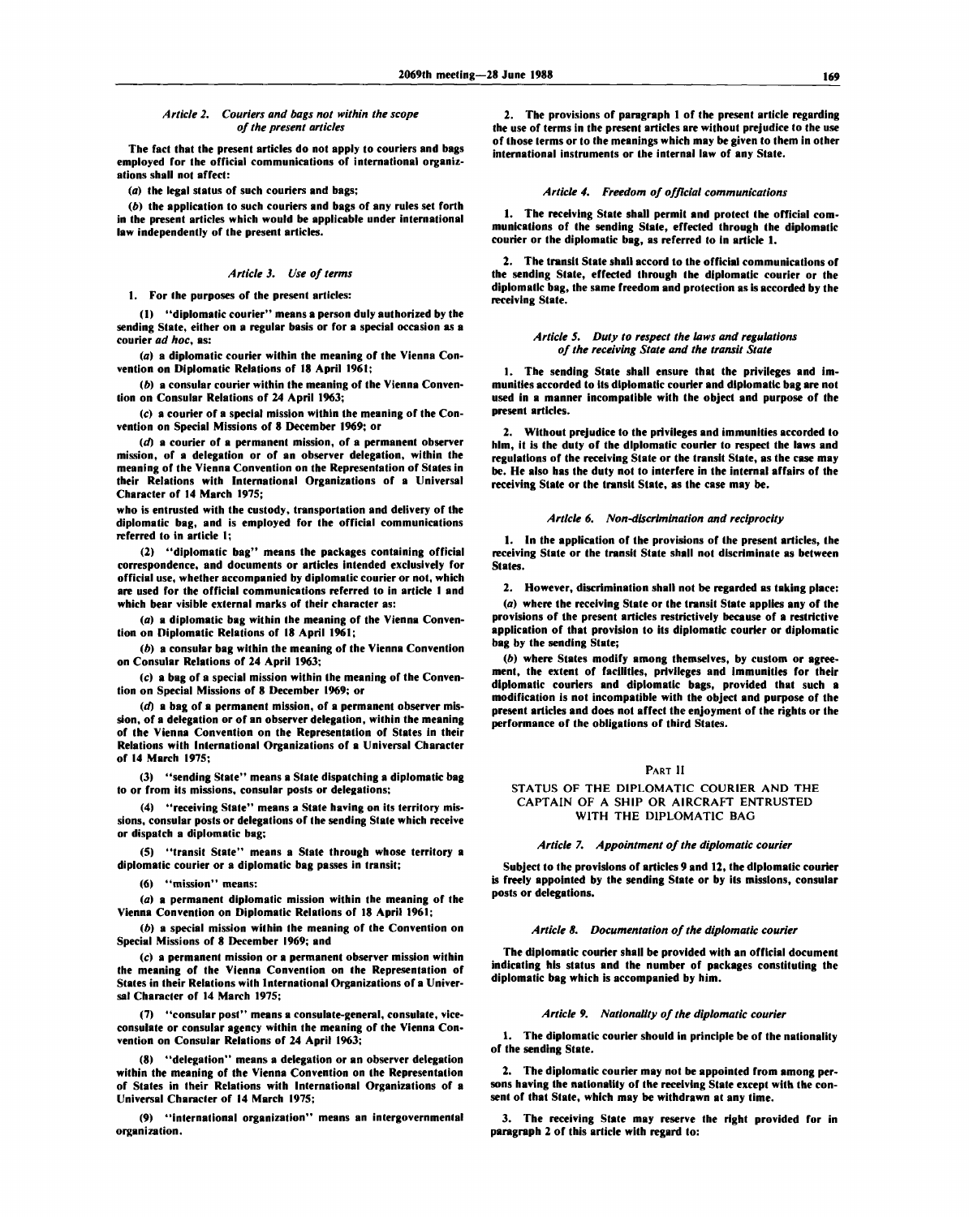*Article 2. Couriers and bags not within the scope of the present articles*

The fact that the present articles do not apply to couriers and bags employed for the official communications of international organizations shall not affect:

(*a*) the legal status of such couriers and bags;

(*b*) the application to such couriers and bags of any rules set forth in the present articles which would be applicable under international law independently of the present articles.

*Article 3. Use of terms*

1. For the purposes of the present articles:

(1) "diplomatic courier" means a person duly authorized by the sending State, either on a regular basis or for a special occasion as a courier *ad hoc*, as:

(*a*) a diplomatic courier within the meaning of the Vienna Convention on Diplomatic Relations of 18 April 1961;

(*b*) a consular courier within the meaning of the Vienna Convention on Consular Relations of 24 April 1963;

(*c*) a courier of a special mission within the meaning of the Convention on Special Missions of 8 December 1969; or

(*d*) a courier of a permanent mission, of a permanent observer mission, of a delegation or of an observer delegation, within the meaning of the Vienna Convention on the Representation of States in their Relations with International Organizations of a Universal Character of 14 March 1975;

who is entrusted with the custody, transportation and delivery of the diplomatic bag, and is employed for the official communications referred to in article 1;

(2) "diplomatic bag" means the packages containing official correspondence, and documents or articles intended exclusively for official use, whether accompanied by diplomatic courier or not, which are used for the official communications referred to in article 1 and which bear visible external marks of their character as:

(*a*) a diplomatic bag within the meaning of the Vienna Convention on Diplomatic Relations of 18 April 1961;

(*b*) a consular bag within the meaning of the Vienna Convention on Consular Relations of 24 April 1963;

(*c*) a bag of a special mission within the meaning of the Convention on Special Missions of 8 December 1969; or

(*d*) a bag of a permanent mission, of a permanent observer mission, of a delegation or of an observer delegation, within the meaning of the Vienna Convention on the Representation of States in their Relations with International Organizations of a Universal Character of 14 March 1975;

(3) "sending State" means a State dispatching a diplomatic bag to or from its missions, consular posts or delegations;

(4) "receiving State" means a State having on its territory missions, consular posts or delegations of the sending State which receive or dispatch a diplomatic bag;

(5) "transit State" means a State through whose territory a diplomatic courier or a diplomatic bag passes in transit;

(6) "mission" means:

(*a*) a permanent diplomatic mission within the meaning of the Vienna Convention on Diplomatic Relations of 18 April 1961;

(*b*) a special mission within the meaning of the Convention on Special Missions of 8 December 1969; and

(*c*) a permanent mission or a permanent observer mission within the meaning of the Vienna Convention on the Representation of States in their Relations with International Organizations of a Universal Character of 14 March 1975;

(7) "consular post" means a consulate-general, consulate, vice-consulate or consular agency within the meaning of the Vienna Convention on Consular Relations of 24 April 1963;

(8) "delegation" means a delegation or an observer delegation within the meaning of the Vienna Convention on the Representation of States in their Relations with International Organizations of a Universal Character of 14 March 1975;

(9) "international organization" means an intergovernmental organization.

2. The provisions of paragraph 1 of the present article regarding the use of terms in the present articles are without prejudice to the use of those terms or to the meanings which may be given to them in other international instruments or the internal law of any State.

*Article 4. Freedom of official communications*

1. The receiving State shall permit and protect the official communications of the sending State, effected through the diplomatic courier or the diplomatic bag, as referred to in article 1.

2. The transit State shall accord to the official communications of the sending State, effected through the diplomatic courier or the diplomatic bag, the same freedom and protection as is accorded by the receiving State.

*Article 5. Duty to respect the laws and regulations of the receiving State and the transit State*

1. The sending State shall ensure that the privileges and immunities accorded to its diplomatic courier and diplomatic bag are not used in a manner incompatible with the object and purpose of the present articles.

2. Without prejudice to the privileges and immunities accorded to him, it is the duty of the diplomatic courier to respect the laws and regulations of the receiving State or the transit State, as the case may be. He also has the duty not to interfere in the internal affairs of the receiving State or the transit State, as the case may be.

*Article 6. Non-discrimination and reciprocity*

1. In the application of the provisions of the present articles, the receiving State or the transit State shall not discriminate as between States.

2. However, discrimination shall not be regarded as taking place:

(*a*) where the receiving State or the transit State applies any of the provisions of the present articles restrictively because of a restrictive application of that provision to its diplomatic courier or diplomatic bag by the sending State;

(*b*) where States modify among themselves, by custom or agreement, the extent of facilities, privileges and immunities for their diplomatic couriers and diplomatic bags, provided that such a modification is not incompatible with the object and purpose of the present articles and does not affect the enjoyment of the rights or the performance of the obligations of third States.

## PART II

## STATUS OF THE DIPLOMATIC COURIER AND THE CAPTAIN OF A SHIP OR AIRCRAFT ENTRUSTED WITH THE DIPLOMATIC BAG

*Article 7. Appointment of the diplomatic courier*

Subject to the provisions of articles 9 and 12, the diplomatic courier is freely appointed by the sending State or by its missions, consular posts or delegations.

*Article 8. Documentation of the diplomatic courier*

The diplomatic courier shall be provided with an official document indicating his status and the number of packages constituting the diplomatic bag which is accompanied by him.

*Article 9. Nationality of the diplomatic courier*

1. The diplomatic courier should in principle be of the nationality of the sending State.

2. The diplomatic courier may not be appointed from among persons having the nationality of the receiving State except with the consent of that State, which may be withdrawn at any time.

3. The receiving State may reserve the right provided for in paragraph 2 of this article with regard to: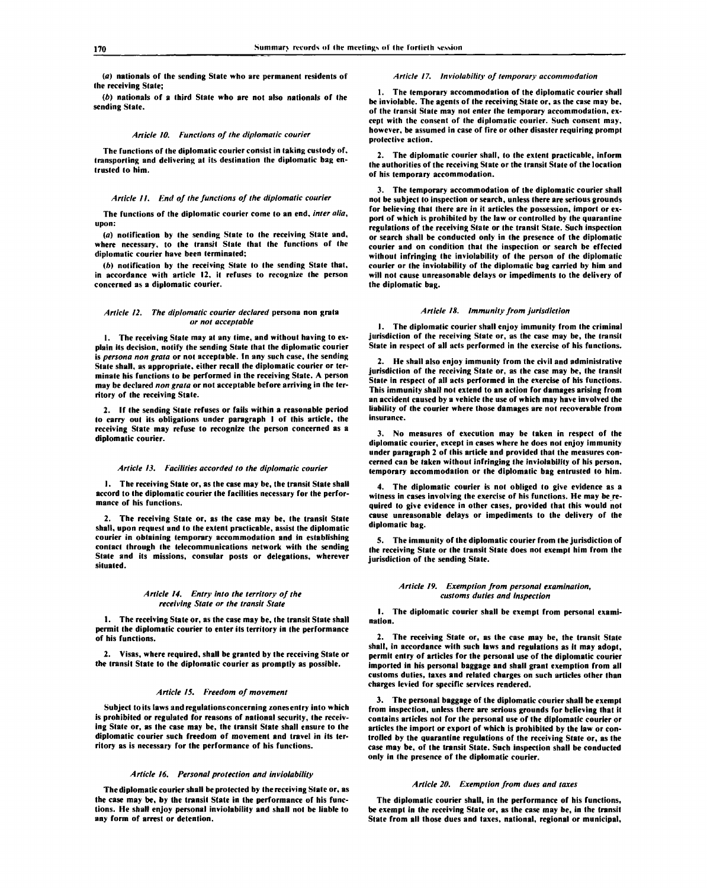(*a*) nationals of the sending State who are permanent residents of the receiving State;

(*b*) nationals of a third State who are not also nationals of the sending State.

*Article 10. Functions of the diplomatic courier*

The functions of the diplomatic courier consist in taking custody of, transporting and delivering at its destination the diplomatic bag entrusted to him.

*Article 11. End of the functions of the diplomatic courier*

The functions of the diplomatic courier come to an end, *inter alia*, upon:

(*a*) notification by the sending State to the receiving State and, where necessary, to the transit State that the functions of the diplomatic courier have been terminated;

(*b*) notification by the receiving State to the sending State that, in accordance with article 12, it refuses to recognize the person concerned as a diplomatic courier.

*Article 12. The diplomatic courier declared* persona non grata *or not acceptable*

1. The receiving State may at any time, and without having to explain its decision, notify the sending State that the diplomatic courier is *persona non grata* or not acceptable. In any such case, the sending State shall, as appropriate, either recall the diplomatic courier or terminate his functions to be performed in the receiving State. A person may be declared *non grata* or not acceptable before arriving in the territory of the receiving State.

2. If the sending State refuses or fails within a reasonable period to carry out its obligations under paragraph 1 of this article, the receiving State may refuse to recognize the person concerned as a diplomatic courier.

*Article 13. Facilities accorded to the diplomatic courier*

1. The receiving State or, as the case may be, the transit State shall accord to the diplomatic courier the facilities necessary for the performance of his functions.

2. The receiving State or, as the case may be, the transit State shall, upon request and to the extent practicable, assist the diplomatic courier in obtaining temporary accommodation and in establishing contact through the telecommunications network with the sending State and its missions, consular posts or delegations, wherever situated.

*Article 14. Entry into the territory of the receiving State or the transit State*

1. The receiving State or, as the case may be, the transit State shall permit the diplomatic courier to enter its territory in the performance of his functions.

2. Visas, where required, shall be granted by the receiving State or the transit State to the diplomatic courier as promptly as possible.

*Article 15. Freedom of movement*

Subject to its laws and regulations concerning zones entry into which is prohibited or regulated for reasons of national security, the receiving State or, as the case may be, the transit State shall ensure to the diplomatic courier such freedom of movement and travel in its territory as is necessary for the performance of his functions.

*Article 16. Personal protection and inviolability*

The diplomatic courier shall be protected by the receiving State or, as the case may be, by the transit State in the performance of his functions. He shall enjoy personal inviolability and shall not be liable to any form of arrest or detention.

*Article 17. Inviolability of temporary accommodation*

1. The temporary accommodation of the diplomatic courier shall be inviolable. The agents of the receiving State or, as the case may be, of the transit State may not enter the temporary accommodation, except with the consent of the diplomatic courier. Such consent may, however, be assumed in case of fire or other disaster requiring prompt protective action.

2. The diplomatic courier shall, to the extent practicable, inform the authorities of the receiving State or the transit State of the location of his temporary accommodation.

3. The temporary accommodation of the diplomatic courier shall not be subject to inspection or search, unless there are serious grounds for believing that there are in it articles the possession, import or export of which is prohibited by the law or controlled by the quarantine regulations of the receiving State or the transit State. Such inspection or search shall be conducted only in the presence of the diplomatic courier and on condition that the inspection or search be effected without infringing the inviolability of the person of the diplomatic courier or the inviolability of the diplomatic bag carried by him and will not cause unreasonable delays or impediments to the delivery of the diplomatic bag.

*Article 18. Immunity from jurisdiction*

1. The diplomatic courier shall enjoy immunity from the criminal jurisdiction of the receiving State or, as the case may be, the transit State in respect of all acts performed in the exercise of his functions.

2. He shall also enjoy immunity from the civil and administrative jurisdiction of the receiving State or, as the case may be, the transit State in respect of all acts performed in the exercise of his functions. This immunity shall not extend to an action for damages arising from an accident caused by a vehicle the use of which may have involved the liability of the courier where those damages are not recoverable from insurance.

3. No measures of execution may be taken in respect of the diplomatic courier, except in cases where he does not enjoy immunity under paragraph 2 of this article and provided that the measures concerned can be taken without infringing the inviolability of his person, temporary accommodation or the diplomatic bag entrusted to him.

4. The diplomatic courier is not obliged to give evidence as a witness in cases involving the exercise of his functions. He may be required to give evidence in other cases, provided that this would not cause unreasonable delays or impediments to the delivery of the diplomatic bag.

5. The immunity of the diplomatic courier from the jurisdiction of the receiving State or the transit State does not exempt him from the jurisdiction of the sending State.

*Article 19. Exemption from personal examination, customs duties and inspection*

1. The diplomatic courier shall be exempt from personal examination.

2. The receiving State or, as the case may be, the transit State shall, in accordance with such laws and regulations as it may adopt, permit entry of articles for the personal use of the diplomatic courier imported in his personal baggage and shall grant exemption from all customs duties, taxes and related charges on such articles other than charges levied for specific services rendered.

3. The personal baggage of the diplomatic courier shall be exempt from inspection, unless there are serious grounds for believing that it contains articles not for the personal use of the diplomatic courier or articles the import or export of which is prohibited by the law or controlled by the quarantine regulations of the receiving State or, as the case may be, of the transit State. Such inspection shall be conducted only in the presence of the diplomatic courier.

*Article 20. Exemption from dues and taxes*

The diplomatic courier shall, in the performance of his functions, be exempt in the receiving State or, as the case may be, in the transit State from all those dues and taxes, national, regional or municipal,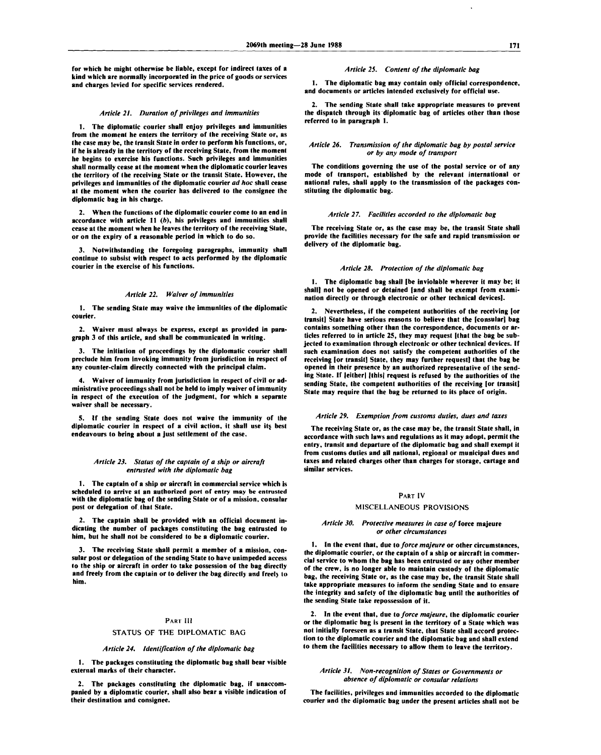for which he might otherwise be liable, except for indirect taxes of a kind which are normally incorporated in the price of goods or services and charges levied for specific services rendered.

*Article 21. Duration of privileges and immunities*

1. The diplomatic courier shall enjoy privileges and immunities from the moment he enters the territory of the receiving State or, as the case may be, the transit State in order to perform his functions, or, if he is already in the territory of the receiving State, from the moment he begins to exercise his functions. Such privileges and immunities shall normally cease at the moment when the diplomatic courier leaves the territory of the receiving State or the transit State. However, the privileges and immunities of the diplomatic courier *ad hoc* shall cease at the moment when the courier has delivered to the consignee the diplomatic bag in his charge.

2. When the functions of the diplomatic courier come to an end in accordance with article 11 (*b*), his privileges and immunities shall cease at the moment when he leaves the territory of the receiving State, or on the expiry of a reasonable period in which to do so.

3. Notwithstanding the foregoing paragraphs, immunity shall continue to subsist with respect to acts performed by the diplomatic courier in the exercise of his functions.

*Article 22. Waiver of immunities*

1. The sending State may waive the immunities of the diplomatic courier.

2. Waiver must always be express, except as provided in paragraph 3 of this article, and shall be communicated in writing.

3. The initiation of proceedings by the diplomatic courier shall preclude him from invoking immunity from jurisdiction in respect of any counter-claim directly connected with the principal claim.

4. Waiver of immunity from jurisdiction in respect of civil or administrative proceedings shall not be held to imply waiver of immunity in respect of the execution of the judgment, for which a separate waiver shall be necessary.

5. If the sending State does not waive the immunity of the diplomatic courier in respect of a civil action, it shall use its best endeavours to bring about a just settlement of the case.

*Article 23. Status of the captain of a ship or aircraft entrusted with the diplomatic bag*

1. The captain of a ship or aircraft in commercial service which is scheduled to arrive at an authorized port of entry may be entrusted with the diplomatic bag of the sending State or of a mission, consular post or delegation of that State.

2. The captain shall be provided with an official document indicating the number of packages constituting the bag entrusted to him, but he shall not be considered to be a diplomatic courier.

3. The receiving State shall permit a member of a mission, consular post or delegation of the sending State to have unimpeded access to the ship or aircraft in order to take possession of the bag directly and freely from the captain or to deliver the bag directly and freely to him.

## PART III

## STATUS OF THE DIPLOMATIC BAG

*Article 24. Identification of the diplomatic bag*

1. The packages constituting the diplomatic bag shall bear visible external marks of their character.

2. The packages constituting the diplomatic bag, if unaccompanied by a diplomatic courier, shall also bear a visible indication of their destination and consignee.

*Article 25. Content of the diplomatic bag*

1. The diplomatic bag may contain only official correspondence, and documents or articles intended exclusively for official use.

2. The sending State shall take appropriate measures to prevent the dispatch through its diplomatic bag of articles other than those referred to in paragraph 1.

*Article 26. Transmission of the diplomatic bag by postal service or by any mode of transport*

The conditions governing the use of the postal service or of any mode of transport, established by the relevant international or national rules, shall apply to the transmission of the packages constituting the diplomatic bag.

*Article 27. Facilities accorded to the diplomatic bag*

The receiving State or, as the case may be, the transit State shall provide the facilities necessary for the safe and rapid transmission or delivery of the diplomatic bag.

*Article 28. Protection of the diplomatic bag*

1. The diplomatic bag shall [be inviolable wherever it may be; it shall] not be opened or detained [and shall be exempt from examination directly or through electronic or other technical devices].

2. Nevertheless, if the competent authorities of the receiving [or transit] State have serious reasons to believe that the [consular] bag contains something other than the correspondence, documents or articles referred to in article 25, they may request [that the bag be subjected to examination through electronic or other technical devices. If such examination does not satisfy the competent authorities of the receiving [or transit] State, they may further request] that the bag be opened in their presence by an authorized representative of the sending State. If [either] [this] request is refused by the authorities of the sending State, the competent authorities of the receiving [or transit] State may require that the bag be returned to its place of origin.

*Article 29. Exemption from customs duties, dues and taxes*

The receiving State or, as the case may be, the transit State shall, in accordance with such laws and regulations as it may adopt, permit the entry, transit and departure of the diplomatic bag and shall exempt it from customs duties and all national, regional or municipal dues and taxes and related charges other than charges for storage, cartage and similar services.

## PART IV

## MISCELLANEOUS PROVISIONS

*Article 30. Protective measures in case of* force majeure *or other circumstances*

1. In the event that, due to *force majeure* or other circumstances, the diplomatic courier, or the captain of a ship or aircraft in commercial service to whom the bag has been entrusted or any other member of the crew, is no longer able to maintain custody of the diplomatic bag, the receiving State or, as the case may be, the transit State shall take appropriate measures to inform the sending State and to ensure the integrity and safety of the diplomatic bag until the authorities of the sending State take repossession of it.

2. In the event that, due to *force majeure*, the diplomatic courier or the diplomatic bag is present in the territory of a State which was not initially foreseen as a transit State, that State shall accord protection to the diplomatic courier and the diplomatic bag and shall extend to them the facilities necessary to allow them to leave the territory.

*Article 31. Non-recognition of States or Governments or absence of diplomatic or consular relations*

The facilities, privileges and immunities accorded to the diplomatic courier and the diplomatic bag under the present articles shall not be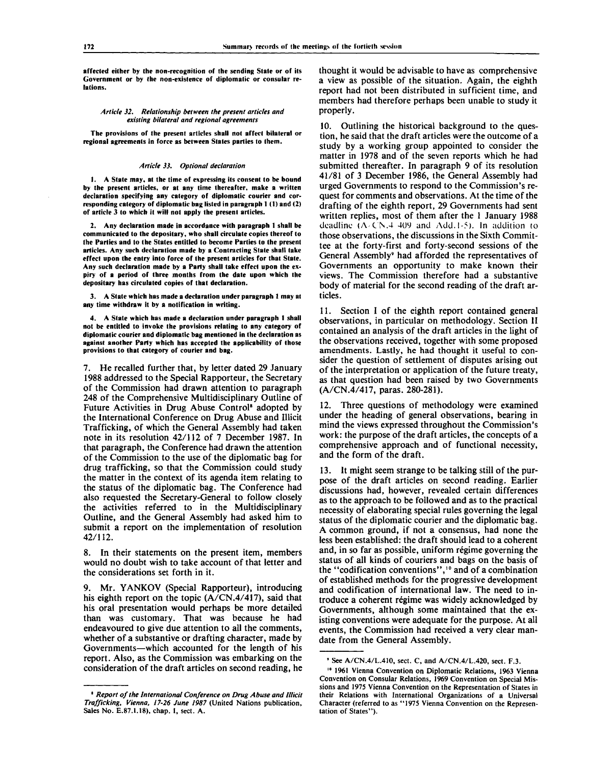**affected either by the non-recognition of the sending State or of its Government or by the non-existence of diplomatic or consular relations.**

*Article 32. Relationship between the present articles and existing bilateral and regional agreements*

**The provisions of the present articles shall not affect bilateral or regional agreements in force as between States parties to them.**

*Article 33. Optional declaration*

**1. A State may, at the time of expressing its consent to be bound by the present articles, or at any time thereafter, make a written declaration specifying any category of diplomatic courier and corresponding category of diplomatic bag listed in paragraph 1 (1) and (2) of article 3 to which it will not apply the present articles.**

**2. Any declaration made in accordance with paragraph 1 shall be communicated to the depositary, who shall circulate copies thereof to the Parties and to the States entitled to become Parties to the present articles. Any such declaration made by a Contracting State shall take effect upon the entry into force of the present articles for that State. Any such declaration made by a Party shall take effect upon the expiry of a period of three months from the date upon which the depositary has circulated copies of that declaration.**

**3. A State which has made a declaration under paragraph 1 may at any time withdraw it by a notification in writing.**

**4. A State which has made a declaration under paragraph 1 shall not be entitled to invoke the provisions relating to any category of diplomatic courier and diplomatic bag mentioned in the declaration as against another Party which has accepted the applicability of those provisions to that category of courier and bag.**

7. He recalled further that, by letter dated 29 January 1988 addressed to the Special Rapporteur, the Secretary of the Commission had drawn attention to paragraph 248 of the Comprehensive Multidisciplinary Outline of Future Activities in Drug Abuse Control[8] adopted by the International Conference on Drug Abuse and Illicit Trafficking, of which the General Assembly had taken note in its resolution 42/112 of 7 December 1987. In that paragraph, the Conference had drawn the attention of the Commission to the use of the diplomatic bag for drug trafficking, so that the Commission could study the matter in the context of its agenda item relating to the status of the diplomatic bag. The Conference had also requested the Secretary-General to follow closely the activities referred to in the Multidisciplinary Outline, and the General Assembly had asked him to submit a report on the implementation of resolution 42/112.

8. In their statements on the present item, members would no doubt wish to take account of that letter and the considerations set forth in it.

9. Mr. YANKOV (Special Rapporteur), introducing his eighth report on the topic (A/CN.4/417), said that his oral presentation would perhaps be more detailed than was customary. That was because he had endeavoured to give due attention to all the comments, whether of a substantive or drafting character, made by Governments—which accounted for the length of his report. Also, as the Commission was embarking on the consideration of the draft articles on second reading, he thought it would be advisable to have as comprehensive a view as possible of the situation. Again, the eighth report had not been distributed in sufficient time, and members had therefore perhaps been unable to study it properly.

10. Outlining the historical background to the question, he said that the draft articles were the outcome of a study by a working group appointed to consider the matter in 1978 and of the seven reports which he had submitted thereafter. In paragraph 9 of its resolution 41/81 of 3 December 1986, the General Assembly had urged Governments to respond to the Commission's request for comments and observations. At the time of the drafting of the eighth report, 29 Governments had sent written replies, most of them after the 1 January 1988 deadline (A/CN.4/409 and Add.1-5). In addition to those observations, the discussions in the Sixth Committee at the forty-first and forty-second sessions of the General Assembly[9] had afforded the representatives of Governments an opportunity to make known their views. The Commission therefore had a substantive body of material for the second reading of the draft articles.

11. Section I of the eighth report contained general observations, in particular on methodology. Section II contained an analysis of the draft articles in the light of the observations received, together with some proposed amendments. Lastly, he had thought it useful to consider the question of settlement of disputes arising out of the interpretation or application of the future treaty, as that question had been raised by two Governments (A/CN.4/417, paras. 280-281).

12. Three questions of methodology were examined under the heading of general observations, bearing in mind the views expressed throughout the Commission's work: the purpose of the draft articles, the concepts of a comprehensive approach and of functional necessity, and the form of the draft.

13. It might seem strange to be talking still of the purpose of the draft articles on second reading. Earlier discussions had, however, revealed certain differences as to the approach to be followed and as to the practical necessity of elaborating special rules governing the legal status of the diplomatic courier and the diplomatic bag. A common ground, if not a consensus, had none the less been established: the draft should lead to a coherent and, in so far as possible, uniform régime governing the status of all kinds of couriers and bags on the basis of the "codification conventions",[10] and of a combination of established methods for the progressive development and codification of international law. The need to introduce a coherent régime was widely acknowledged by Governments, although some maintained that the existing conventions were adequate for the purpose. At all events, the Commission had received a very clear mandate from the General Assembly.

---

[8] *Report of the International Conference on Drug Abuse and Illicit Trafficking, Vienna, 17-26 June 1987* (United Nations publication, Sales No. E.87.I.18), chap. I, sect. A.

[9] See A/CN.4/L.410, sect. C, and A/CN.4/L.420, sect. F.3.

[10] 1961 Vienna Convention on Diplomatic Relations, 1963 Vienna Convention on Consular Relations, 1969 Convention on Special Missions and 1975 Vienna Convention on the Representation of States in their Relations with International Organizations of a Universal Character (referred to as "1975 Vienna Convention on the Representation of States").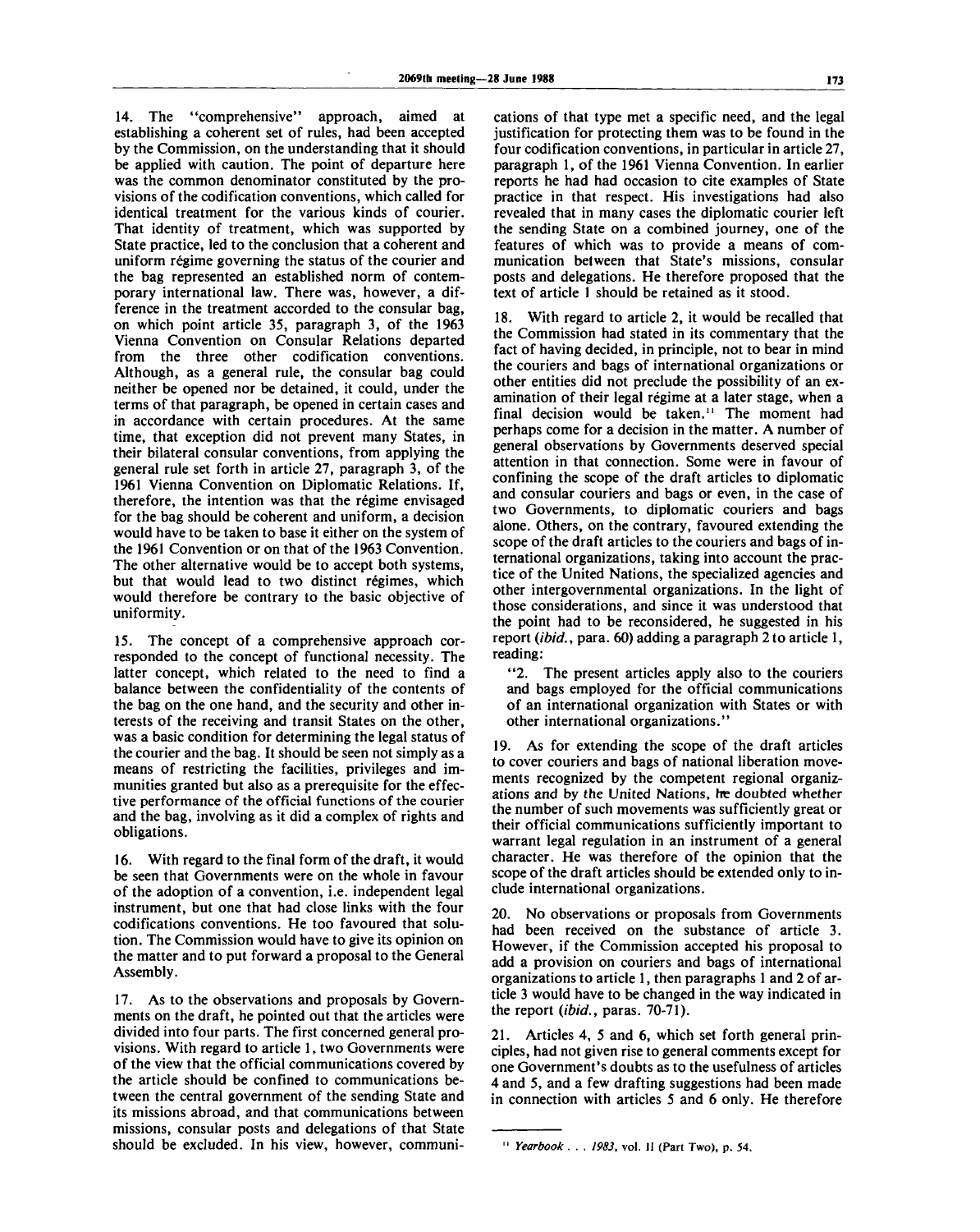14. The "comprehensive" approach, aimed at establishing a coherent set of rules, had been accepted by the Commission, on the understanding that it should be applied with caution. The point of departure here was the common denominator constituted by the provisions of the codification conventions, which called for identical treatment for the various kinds of courier. That identity of treatment, which was supported by State practice, led to the conclusion that a coherent and uniform régime governing the status of the courier and the bag represented an established norm of contemporary international law. There was, however, a difference in the treatment accorded to the consular bag, on which point article 35, paragraph 3, of the 1963 Vienna Convention on Consular Relations departed from the three other codification conventions. Although, as a general rule, the consular bag could neither be opened nor be detained, it could, under the terms of that paragraph, be opened in certain cases and in accordance with certain procedures. At the same time, that exception did not prevent many States, in their bilateral consular conventions, from applying the general rule set forth in article 27, paragraph 3, of the 1961 Vienna Convention on Diplomatic Relations. If, therefore, the intention was that the régime envisaged for the bag should be coherent and uniform, a decision would have to be taken to base it either on the system of the 1961 Convention or on that of the 1963 Convention. The other alternative would be to accept both systems, but that would lead to two distinct régimes, which would therefore be contrary to the basic objective of uniformity.

15. The concept of a comprehensive approach corresponded to the concept of functional necessity. The latter concept, which related to the need to find a balance between the confidentiality of the contents of the bag on the one hand, and the security and other interests of the receiving and transit States on the other, was a basic condition for determining the legal status of the courier and the bag. It should be seen not simply as a means of restricting the facilities, privileges and immunities granted but also as a prerequisite for the effective performance of the official functions of the courier and the bag, involving as it did a complex of rights and obligations.

16. With regard to the final form of the draft, it would be seen that Governments were on the whole in favour of the adoption of a convention, i.e. independent legal instrument, but one that had close links with the four codifications conventions. He too favoured that solution. The Commission would have to give its opinion on the matter and to put forward a proposal to the General Assembly.

17. As to the observations and proposals by Governments on the draft, he pointed out that the articles were divided into four parts. The first concerned general provisions. With regard to article 1, two Governments were of the view that the official communications covered by the article should be confined to communications between the central government of the sending State and its missions abroad, and that communications between missions, consular posts and delegations of that State should be excluded. In his view, however, communications of that type met a specific need, and the legal justification for protecting them was to be found in the four codification conventions, in particular in article 27, paragraph 1, of the 1961 Vienna Convention. In earlier reports he had had occasion to cite examples of State practice in that respect. His investigations had also revealed that in many cases the diplomatic courier left the sending State on a combined journey, one of the features of which was to provide a means of communication between that State's missions, consular posts and delegations. He therefore proposed that the text of article 1 should be retained as it stood.

18. With regard to article 2, it would be recalled that the Commission had stated in its commentary that the fact of having decided, in principle, not to bear in mind the couriers and bags of international organizations or other entities did not preclude the possibility of an examination of their legal régime at a later stage, when a final decision would be taken.[11] The moment had perhaps come for a decision in the matter. A number of general observations by Governments deserved special attention in that connection. Some were in favour of confining the scope of the draft articles to diplomatic and consular couriers and bags or even, in the case of two Governments, to diplomatic couriers and bags alone. Others, on the contrary, favoured extending the scope of the draft articles to the couriers and bags of international organizations, taking into account the practice of the United Nations, the specialized agencies and other intergovernmental organizations. In the light of those considerations, and since it was understood that the point had to be reconsidered, he suggested in his report (*ibid.*, para. 60) adding a paragraph 2 to article 1, reading:

"2. The present articles apply also to the couriers and bags employed for the official communications of an international organization with States or with other international organizations."

19. As for extending the scope of the draft articles to cover couriers and bags of national liberation movements recognized by the competent regional organizations and by the United Nations, he doubted whether the number of such movements was sufficiently great or their official communications sufficiently important to warrant legal regulation in an instrument of a general character. He was therefore of the opinion that the scope of the draft articles should be extended only to include international organizations.

20. No observations or proposals from Governments had been received on the substance of article 3. However, if the Commission accepted his proposal to add a provision on couriers and bags of international organizations to article 1, then paragraphs 1 and 2 of article 3 would have to be changed in the way indicated in the report (*ibid.*, paras. 70-71).

21. Articles 4, 5 and 6, which set forth general principles, had not given rise to general comments except for one Government's doubts as to the usefulness of articles 4 and 5, and a few drafting suggestions had been made in connection with articles 5 and 6 only. He therefore

[11] *Yearbook . . . 1983*, vol. II (Part Two), p. 54.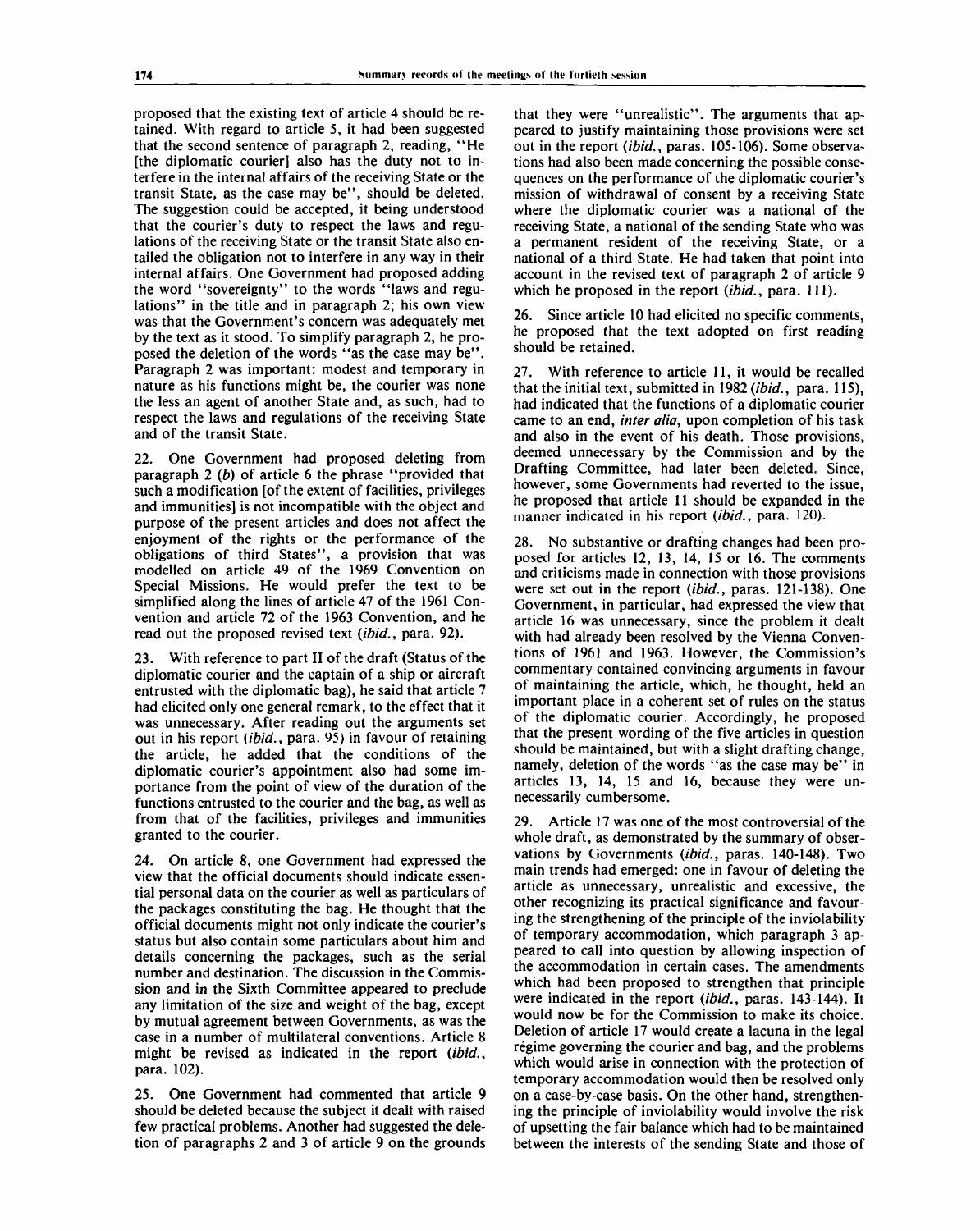proposed that the existing text of article 4 should be retained. With regard to article 5, it had been suggested that the second sentence of paragraph 2, reading, "He [the diplomatic courier] also has the duty not to interfere in the internal affairs of the receiving State or the transit State, as the case may be", should be deleted. The suggestion could be accepted, it being understood that the courier's duty to respect the laws and regulations of the receiving State or the transit State also entailed the obligation not to interfere in any way in their internal affairs. One Government had proposed adding the word "sovereignty" to the words "laws and regulations" in the title and in paragraph 2; his own view was that the Government's concern was adequately met by the text as it stood. To simplify paragraph 2, he proposed the deletion of the words "as the case may be". Paragraph 2 was important: modest and temporary in nature as his functions might be, the courier was none the less an agent of another State and, as such, had to respect the laws and regulations of the receiving State and of the transit State.

22. One Government had proposed deleting from paragraph 2 (*b*) of article 6 the phrase "provided that such a modification [of the extent of facilities, privileges and immunities] is not incompatible with the object and purpose of the present articles and does not affect the enjoyment of the rights or the performance of the obligations of third States", a provision that was modelled on article 49 of the 1969 Convention on Special Missions. He would prefer the text to be simplified along the lines of article 47 of the 1961 Convention and article 72 of the 1963 Convention, and he read out the proposed revised text (*ibid.*, para. 92).

23. With reference to part II of the draft (Status of the diplomatic courier and the captain of a ship or aircraft entrusted with the diplomatic bag), he said that article 7 had elicited only one general remark, to the effect that it was unnecessary. After reading out the arguments set out in his report (*ibid.*, para. 95) in favour of retaining the article, he added that the conditions of the diplomatic courier's appointment also had some importance from the point of view of the duration of the functions entrusted to the courier and the bag, as well as from that of the facilities, privileges and immunities granted to the courier.

24. On article 8, one Government had expressed the view that the official documents should indicate essential personal data on the courier as well as particulars of the packages constituting the bag. He thought that the official documents might not only indicate the courier's status but also contain some particulars about him and details concerning the packages, such as the serial number and destination. The discussion in the Commission and in the Sixth Committee appeared to preclude any limitation of the size and weight of the bag, except by mutual agreement between Governments, as was the case in a number of multilateral conventions. Article 8 might be revised as indicated in the report (*ibid.*, para. 102).

25. One Government had commented that article 9 should be deleted because the subject it dealt with raised few practical problems. Another had suggested the deletion of paragraphs 2 and 3 of article 9 on the grounds that they were "unrealistic". The arguments that appeared to justify maintaining those provisions were set out in the report (*ibid.*, paras. 105-106). Some observations had also been made concerning the possible consequences on the performance of the diplomatic courier's mission of withdrawal of consent by a receiving State where the diplomatic courier was a national of the receiving State, a national of the sending State who was a permanent resident of the receiving State, or a national of a third State. He had taken that point into account in the revised text of paragraph 2 of article 9 which he proposed in the report (*ibid.*, para. 111).

26. Since article 10 had elicited no specific comments, he proposed that the text adopted on first reading should be retained.

27. With reference to article 11, it would be recalled that the initial text, submitted in 1982 (*ibid.*, para. 115), had indicated that the functions of a diplomatic courier came to an end, *inter alia*, upon completion of his task and also in the event of his death. Those provisions, deemed unnecessary by the Commission and by the Drafting Committee, had later been deleted. Since, however, some Governments had reverted to the issue, he proposed that article 11 should be expanded in the manner indicated in his report (*ibid.*, para. 120).

28. No substantive or drafting changes had been proposed for articles 12, 13, 14, 15 or 16. The comments and criticisms made in connection with those provisions were set out in the report (*ibid.*, paras. 121-138). One Government, in particular, had expressed the view that article 16 was unnecessary, since the problem it dealt with had already been resolved by the Vienna Conventions of 1961 and 1963. However, the Commission's commentary contained convincing arguments in favour of maintaining the article, which, he thought, held an important place in a coherent set of rules on the status of the diplomatic courier. Accordingly, he proposed that the present wording of the five articles in question should be maintained, but with a slight drafting change, namely, deletion of the words "as the case may be" in articles 13, 14, 15 and 16, because they were unnecessarily cumbersome.

29. Article 17 was one of the most controversial of the whole draft, as demonstrated by the summary of observations by Governments (*ibid.*, paras. 140-148). Two main trends had emerged: one in favour of deleting the article as unnecessary, unrealistic and excessive, the other recognizing its practical significance and favouring the strengthening of the principle of the inviolability of temporary accommodation, which paragraph 3 appeared to call into question by allowing inspection of the accommodation in certain cases. The amendments which had been proposed to strengthen that principle were indicated in the report (*ibid.*, paras. 143-144). It would now be for the Commission to make its choice. Deletion of article 17 would create a lacuna in the legal régime governing the courier and bag, and the problems which would arise in connection with the protection of temporary accommodation would then be resolved only on a case-by-case basis. On the other hand, strengthening the principle of inviolability would involve the risk of upsetting the fair balance which had to be maintained between the interests of the sending State and those of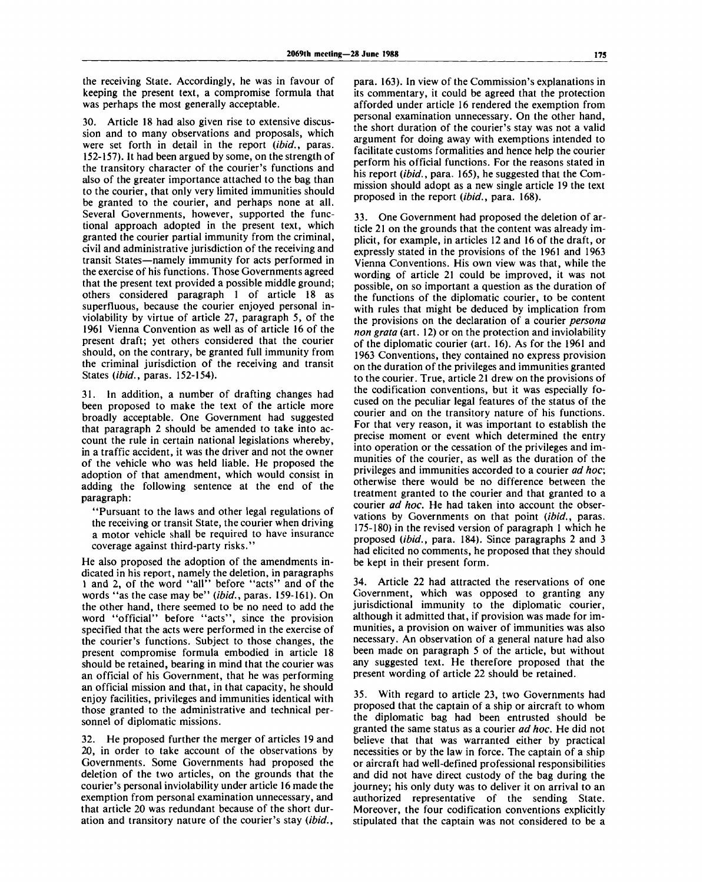the receiving State. Accordingly, he was in favour of keeping the present text, a compromise formula that was perhaps the most generally acceptable.

30. Article 18 had also given rise to extensive discussion and to many observations and proposals, which were set forth in detail in the report (*ibid.*, paras. 152-157). It had been argued by some, on the strength of the transitory character of the courier's functions and also of the greater importance attached to the bag than to the courier, that only very limited immunities should be granted to the courier, and perhaps none at all. Several Governments, however, supported the functional approach adopted in the present text, which granted the courier partial immunity from the criminal, civil and administrative jurisdiction of the receiving and transit States—namely immunity for acts performed in the exercise of his functions. Those Governments agreed that the present text provided a possible middle ground; others considered paragraph 1 of article 18 as superfluous, because the courier enjoyed personal inviolability by virtue of article 27, paragraph 5, of the 1961 Vienna Convention as well as of article 16 of the present draft; yet others considered that the courier should, on the contrary, be granted full immunity from the criminal jurisdiction of the receiving and transit States (*ibid.*, paras. 152-154).

31. In addition, a number of drafting changes had been proposed to make the text of the article more broadly acceptable. One Government had suggested that paragraph 2 should be amended to take into account the rule in certain national legislations whereby, in a traffic accident, it was the driver and not the owner of the vehicle who was held liable. He proposed the adoption of that amendment, which would consist in adding the following sentence at the end of the paragraph:

"Pursuant to the laws and other legal regulations of the receiving or transit State, the courier when driving a motor vehicle shall be required to have insurance coverage against third-party risks."

He also proposed the adoption of the amendments indicated in his report, namely the deletion, in paragraphs 1 and 2, of the word "all" before "acts" and of the words "as the case may be" (*ibid.*, paras. 159-161). On the other hand, there seemed to be no need to add the word "official" before "acts", since the provision specified that the acts were performed in the exercise of the courier's functions. Subject to those changes, the present compromise formula embodied in article 18 should be retained, bearing in mind that the courier was an official of his Government, that he was performing an official mission and that, in that capacity, he should enjoy facilities, privileges and immunities identical with those granted to the administrative and technical personnel of diplomatic missions.

32. He proposed further the merger of articles 19 and 20, in order to take account of the observations by Governments. Some Governments had proposed the deletion of the two articles, on the grounds that the courier's personal inviolability under article 16 made the exemption from personal examination unnecessary, and that article 20 was redundant because of the short duration and transitory nature of the courier's stay (*ibid.*, para. 163). In view of the Commission's explanations in its commentary, it could be agreed that the protection afforded under article 16 rendered the exemption from personal examination unnecessary. On the other hand, the short duration of the courier's stay was not a valid argument for doing away with exemptions intended to facilitate customs formalities and hence help the courier perform his official functions. For the reasons stated in his report (*ibid.*, para. 165), he suggested that the Commission should adopt as a new single article 19 the text proposed in the report (*ibid.*, para. 168).

33. One Government had proposed the deletion of article 21 on the grounds that the content was already implicit, for example, in articles 12 and 16 of the draft, or expressly stated in the provisions of the 1961 and 1963 Vienna Conventions. His own view was that, while the wording of article 21 could be improved, it was not possible, on so important a question as the duration of the functions of the diplomatic courier, to be content with rules that might be deduced by implication from the provisions on the declaration of a courier *persona non grata* (art. 12) or on the protection and inviolability of the diplomatic courier (art. 16). As for the 1961 and 1963 Conventions, they contained no express provision on the duration of the privileges and immunities granted to the courier. True, article 21 drew on the provisions of the codification conventions, but it was especially focused on the peculiar legal features of the status of the courier and on the transitory nature of his functions. For that very reason, it was important to establish the precise moment or event which determined the entry into operation or the cessation of the privileges and immunities of the courier, as well as the duration of the privileges and immunities accorded to a courier *ad hoc*; otherwise there would be no difference between the treatment granted to the courier and that granted to a courier *ad hoc*. He had taken into account the observations by Governments on that point (*ibid.*, paras. 175-180) in the revised version of paragraph 1 which he proposed (*ibid.*, para. 184). Since paragraphs 2 and 3 had elicited no comments, he proposed that they should be kept in their present form.

34. Article 22 had attracted the reservations of one Government, which was opposed to granting any jurisdictional immunity to the diplomatic courier, although it admitted that, if provision was made for immunities, a provision on waiver of immunities was also necessary. An observation of a general nature had also been made on paragraph 5 of the article, but without any suggested text. He therefore proposed that the present wording of article 22 should be retained.

35. With regard to article 23, two Governments had proposed that the captain of a ship or aircraft to whom the diplomatic bag had been entrusted should be granted the same status as a courier *ad hoc*. He did not believe that that was warranted either by practical necessities or by the law in force. The captain of a ship or aircraft had well-defined professional responsibilities and did not have direct custody of the bag during the journey; his only duty was to deliver it on arrival to an authorized representative of the sending State. Moreover, the four codification conventions explicitly stipulated that the captain was not considered to be a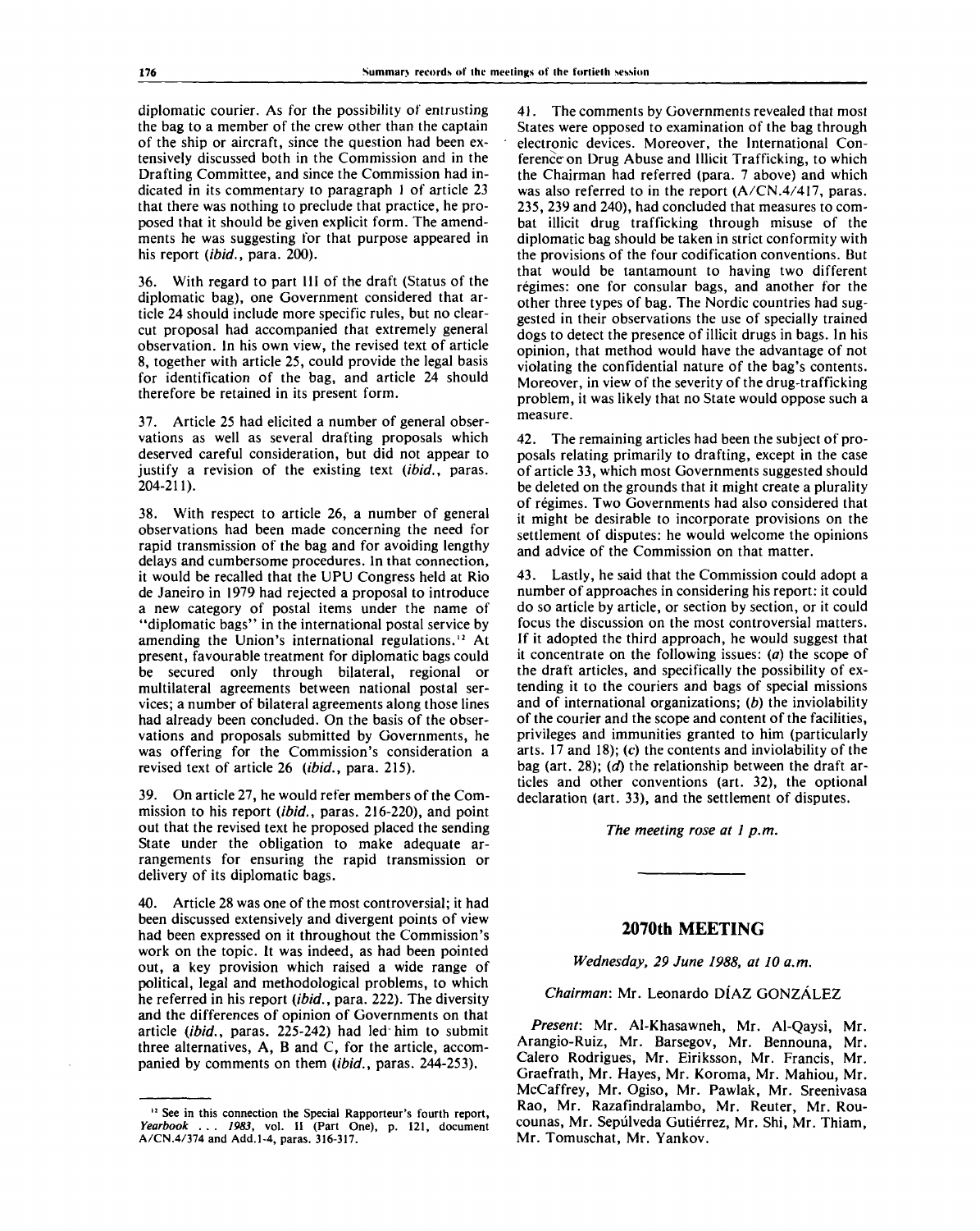diplomatic courier. As for the possibility of entrusting the bag to a member of the crew other than the captain of the ship or aircraft, since the question had been extensively discussed both in the Commission and in the Drafting Committee, and since the Commission had indicated in its commentary to paragraph 1 of article 23 that there was nothing to preclude that practice, he proposed that it should be given explicit form. The amendments he was suggesting for that purpose appeared in his report (*ibid.*, para. 200).

36. With regard to part III of the draft (Status of the diplomatic bag), one Government considered that article 24 should include more specific rules, but no clear-cut proposal had accompanied that extremely general observation. In his own view, the revised text of article 8, together with article 25, could provide the legal basis for identification of the bag, and article 24 should therefore be retained in its present form.

37. Article 25 had elicited a number of general observations as well as several drafting proposals which deserved careful consideration, but did not appear to justify a revision of the existing text (*ibid.*, paras. 204-211).

38. With respect to article 26, a number of general observations had been made concerning the need for rapid transmission of the bag and for avoiding lengthy delays and cumbersome procedures. In that connection, it would be recalled that the UPU Congress held at Rio de Janeiro in 1979 had rejected a proposal to introduce a new category of postal items under the name of "diplomatic bags" in the international postal service by amending the Union's international regulations.[12] At present, favourable treatment for diplomatic bags could be secured only through bilateral, regional or multilateral agreements between national postal services; a number of bilateral agreements along those lines had already been concluded. On the basis of the observations and proposals submitted by Governments, he was offering for the Commission's consideration a revised text of article 26 (*ibid.*, para. 215).

39. On article 27, he would refer members of the Commission to his report (*ibid.*, paras. 216-220), and point out that the revised text he proposed placed the sending State under the obligation to make adequate arrangements for ensuring the rapid transmission or delivery of its diplomatic bags.

40. Article 28 was one of the most controversial; it had been discussed extensively and divergent points of view had been expressed on it throughout the Commission's work on the topic. It was indeed, as had been pointed out, a key provision which raised a wide range of political, legal and methodological problems, to which he referred in his report (*ibid.*, para. 222). The diversity and the differences of opinion of Governments on that article (*ibid.*, paras. 225-242) had led him to submit three alternatives, A, B and C, for the article, accompanied by comments on them (*ibid.*, paras. 244-253).

41. The comments by Governments revealed that most States were opposed to examination of the bag through electronic devices. Moreover, the International Conference on Drug Abuse and Illicit Trafficking, to which the Chairman had referred (para. 7 above) and which was also referred to in the report (A/CN.4/417, paras. 235, 239 and 240), had concluded that measures to combat illicit drug trafficking through misuse of the diplomatic bag should be taken in strict conformity with the provisions of the four codification conventions. But that would be tantamount to having two different régimes: one for consular bags, and another for the other three types of bag. The Nordic countries had suggested in their observations the use of specially trained dogs to detect the presence of illicit drugs in bags. In his opinion, that method would have the advantage of not violating the confidential nature of the bag's contents. Moreover, in view of the severity of the drug-trafficking problem, it was likely that no State would oppose such a measure.

42. The remaining articles had been the subject of proposals relating primarily to drafting, except in the case of article 33, which most Governments suggested should be deleted on the grounds that it might create a plurality of régimes. Two Governments had also considered that it might be desirable to incorporate provisions on the settlement of disputes: he would welcome the opinions and advice of the Commission on that matter.

43. Lastly, he said that the Commission could adopt a number of approaches in considering his report: it could do so article by article, or section by section, or it could focus the discussion on the most controversial matters. If it adopted the third approach, he would suggest that it concentrate on the following issues: (*a*) the scope of the draft articles, and specifically the possibility of extending it to the couriers and bags of special missions and of international organizations; (*b*) the inviolability of the courier and the scope and content of the facilities, privileges and immunities granted to him (particularly arts. 17 and 18); (*c*) the contents and inviolability of the bag (art. 28); (*d*) the relationship between the draft articles and other conventions (art. 32), the optional declaration (art. 33), and the settlement of disputes.

*The meeting rose at 1 p.m.*

---

## 2070th MEETING

*Wednesday, 29 June 1988, at 10 a.m.*

*Chairman*: Mr. Leonardo DÍAZ GONZÁLEZ

*Present*: Mr. Al-Khasawneh, Mr. Al-Qaysi, Mr. Arangio-Ruiz, Mr. Barsegov, Mr. Bennouna, Mr. Calero Rodrigues, Mr. Eiriksson, Mr. Francis, Mr. Graefrath, Mr. Hayes, Mr. Koroma, Mr. Mahiou, Mr. McCaffrey, Mr. Ogiso, Mr. Pawlak, Mr. Sreenivasa Rao, Mr. Razafindralambo, Mr. Reuter, Mr. Roucounas, Mr. Sepúlveda Gutiérrez, Mr. Shi, Mr. Thiam, Mr. Tomuschat, Mr. Yankov.

---

[12] See in this connection the Special Rapporteur's fourth report, *Yearbook . . . 1983*, vol. II (Part One), p. 121, document A/CN.4/374 and Add.1-4, paras. 316-317.